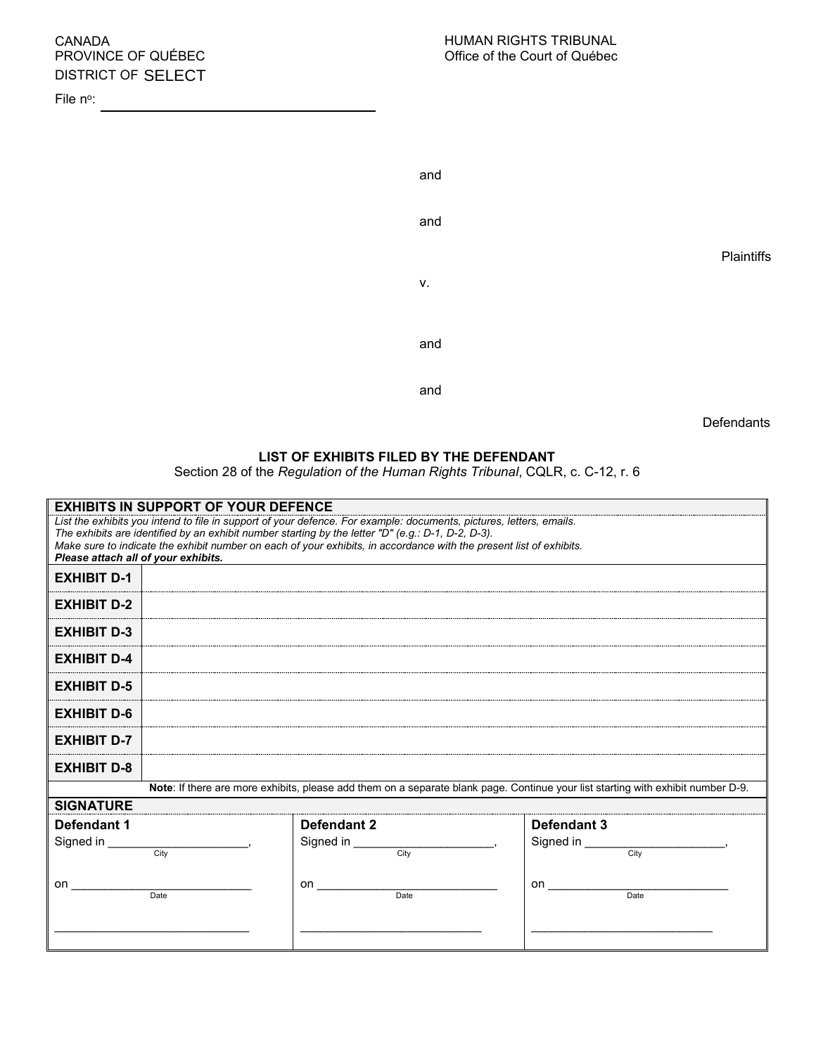CANADA
PROVINCE OF QUÉBEC
DISTRICT OF SELECT

File no:

HUMAN RIGHTS TRIBUNAL
Office of the Court of Québec

and

and

Plaintiffs

v.

and

and

Defendants

**LIST OF EXHIBITS FILED BY THE DEFENDANT**

Section 28 of the *Regulation of the Human Rights Tribunal*, CQLR, c. C-12, r. 6

| **EXHIBITS IN SUPPORT OF YOUR DEFENCE** | |
|---|---|
| *List the exhibits you intend to file in support of your defence. For example: documents, pictures, letters, emails. The exhibits are identified by an exhibit number starting by the letter "D" (e.g.: D-1, D-2, D-3). Make sure to indicate the exhibit number on each of your exhibits, in accordance with the present list of exhibits.* ***Please attach all of your exhibits.*** | |
| **EXHIBIT D-1** | |
| **EXHIBIT D-2** | |
| **EXHIBIT D-3** | |
| **EXHIBIT D-4** | |
| **EXHIBIT D-5** | |
| **EXHIBIT D-6** | |
| **EXHIBIT D-7** | |
| **EXHIBIT D-8** | |

**Note**: If there are more exhibits, please add them on a separate blank page. Continue your list starting with exhibit number D-9.

**SIGNATURE**

| **Defendant 1** | **Defendant 2** | **Defendant 3** |
|---|---|---|
| Signed in ______________________, (City) | Signed in ______________________, (City) | Signed in ______________________, (City) |
| on ____________________________ (Date) | on ____________________________ (Date) | on ____________________________ (Date) |
| ______________________________ | ____________________________ | ____________________________ |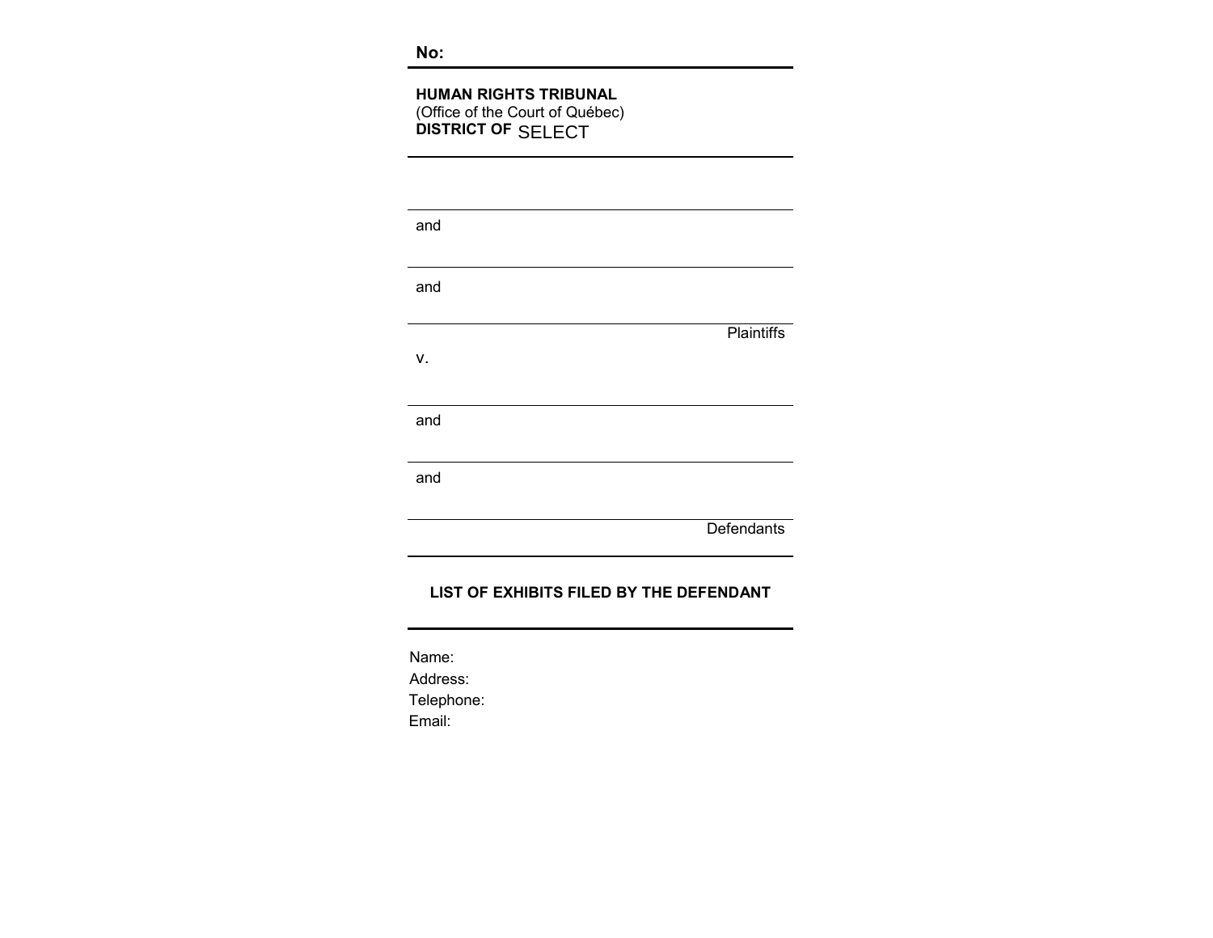**No:**

---

**HUMAN RIGHTS TRIBUNAL**
(Office of the Court of Québec)
**DISTRICT OF** SELECT

---

and

and

Plaintiffs

v.

and

and

Defendants

---

**LIST OF EXHIBITS FILED BY THE DEFENDANT**

---

Name:
Address:
Telephone:
Email: